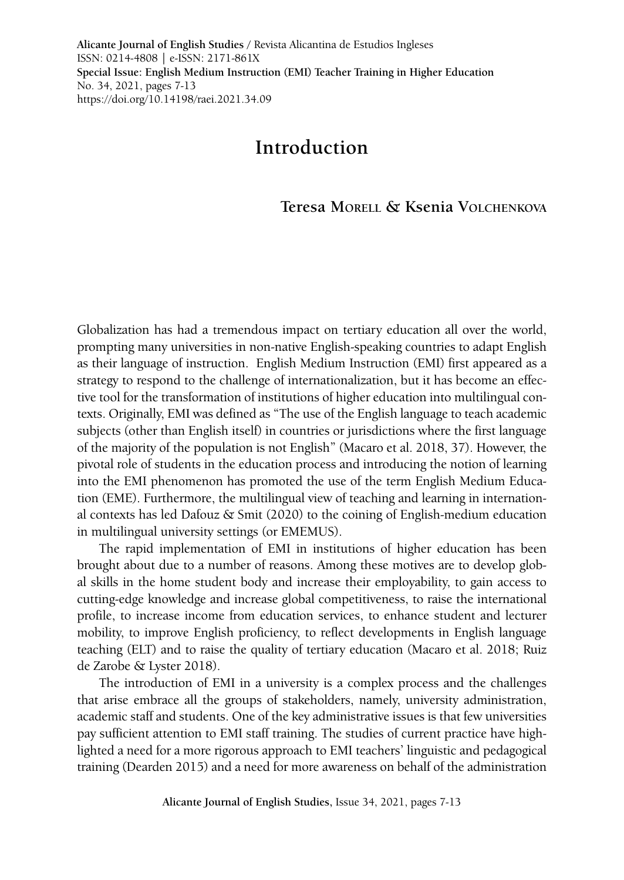# Introduction

**Teresa Morell & Ksenia Volchenkova**

Globalization has had a tremendous impact on tertiary education all over the world, prompting many universities in non-native English-speaking countries to adapt English as their language of instruction. English Medium Instruction (EMI) first appeared as a strategy to respond to the challenge of internationalization, but it has become an effective tool for the transformation of institutions of higher education into multilingual contexts. Originally, EMI was defined as "The use of the English language to teach academic subjects (other than English itself) in countries or jurisdictions where the first language of the majority of the population is not English" (Macaro et al. 2018, 37). However, the pivotal role of students in the education process and introducing the notion of learning into the EMI phenomenon has promoted the use of the term English Medium Education (EME). Furthermore, the multilingual view of teaching and learning in international contexts has led Dafouz & Smit (2020) to the coining of English-medium education in multilingual university settings (or EMEMUS).

The rapid implementation of EMI in institutions of higher education has been brought about due to a number of reasons. Among these motives are to develop global skills in the home student body and increase their employability, to gain access to cutting-edge knowledge and increase global competitiveness, to raise the international profile, to increase income from education services, to enhance student and lecturer mobility, to improve English proficiency, to reflect developments in English language teaching (ELT) and to raise the quality of tertiary education (Macaro et al. 2018; Ruiz de Zarobe & Lyster 2018).

The introduction of EMI in a university is a complex process and the challenges that arise embrace all the groups of stakeholders, namely, university administration, academic staff and students. One of the key administrative issues is that few universities pay sufficient attention to EMI staff training. The studies of current practice have highlighted a need for a more rigorous approach to EMI teachers' linguistic and pedagogical training (Dearden 2015) and a need for more awareness on behalf of the administration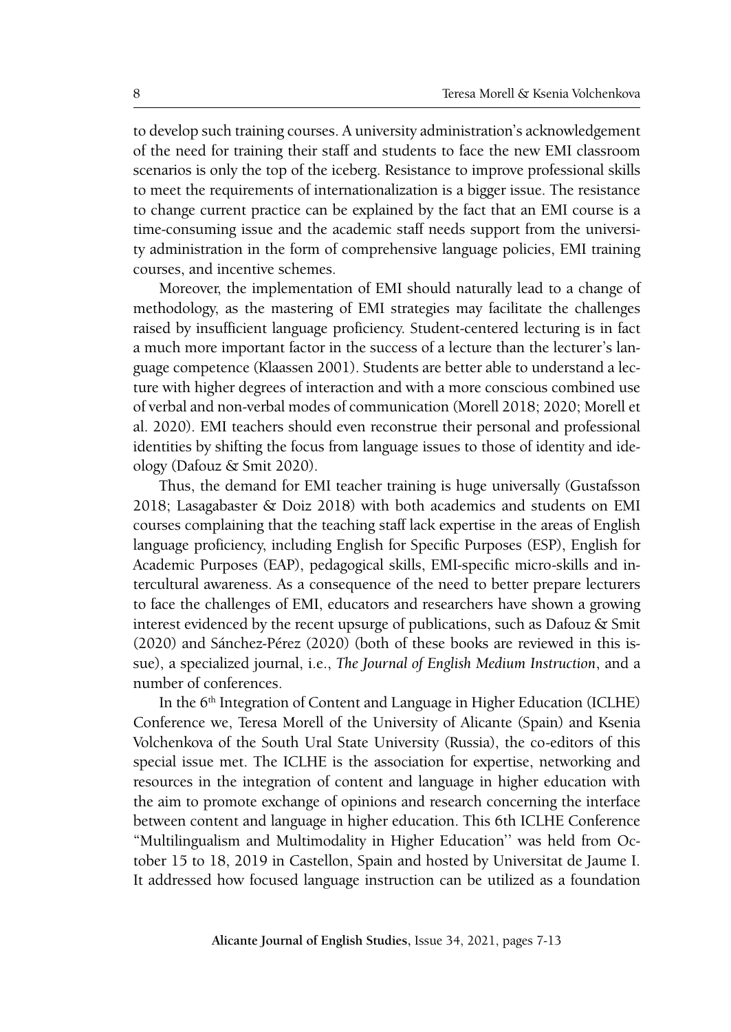to develop such training courses. A university administration's acknowledgement of the need for training their staff and students to face the new EMI classroom scenarios is only the top of the iceberg. Resistance to improve professional skills to meet the requirements of internationalization is a bigger issue. The resistance to change current practice can be explained by the fact that an EMI course is a time-consuming issue and the academic staff needs support from the university administration in the form of comprehensive language policies, EMI training courses, and incentive schemes.

Moreover, the implementation of EMI should naturally lead to a change of methodology, as the mastering of EMI strategies may facilitate the challenges raised by insufficient language proficiency. Student-centered lecturing is in fact a much more important factor in the success of a lecture than the lecturer's language competence (Klaassen 2001). Students are better able to understand a lecture with higher degrees of interaction and with a more conscious combined use of verbal and non-verbal modes of communication (Morell 2018; 2020; Morell et al. 2020). EMI teachers should even reconstrue their personal and professional identities by shifting the focus from language issues to those of identity and ideology (Dafouz & Smit 2020).

Thus, the demand for EMI teacher training is huge universally (Gustafsson 2018; Lasagabaster & Doiz 2018) with both academics and students on EMI courses complaining that the teaching staff lack expertise in the areas of English language proficiency, including English for Specific Purposes (ESP), English for Academic Purposes (EAP), pedagogical skills, EMI-specific micro-skills and intercultural awareness. As a consequence of the need to better prepare lecturers to face the challenges of EMI, educators and researchers have shown a growing interest evidenced by the recent upsurge of publications, such as Dafouz & Smit (2020) and Sánchez-Pérez (2020) (both of these books are reviewed in this issue), a specialized journal, i.e., *The Journal of English Medium Instruction*, and a number of conferences.

In the 6th Integration of Content and Language in Higher Education (ICLHE) Conference we, Teresa Morell of the University of Alicante (Spain) and Ksenia Volchenkova of the South Ural State University (Russia), the co-editors of this special issue met. The ICLHE is the association for expertise, networking and resources in the integration of content and language in higher education with the aim to promote exchange of opinions and research concerning the interface between content and language in higher education. This 6th ICLHE Conference "Multilingualism and Multimodality in Higher Education'' was held from October 15 to 18, 2019 in Castellon, Spain and hosted by Universitat de Jaume I. It addressed how focused language instruction can be utilized as a foundation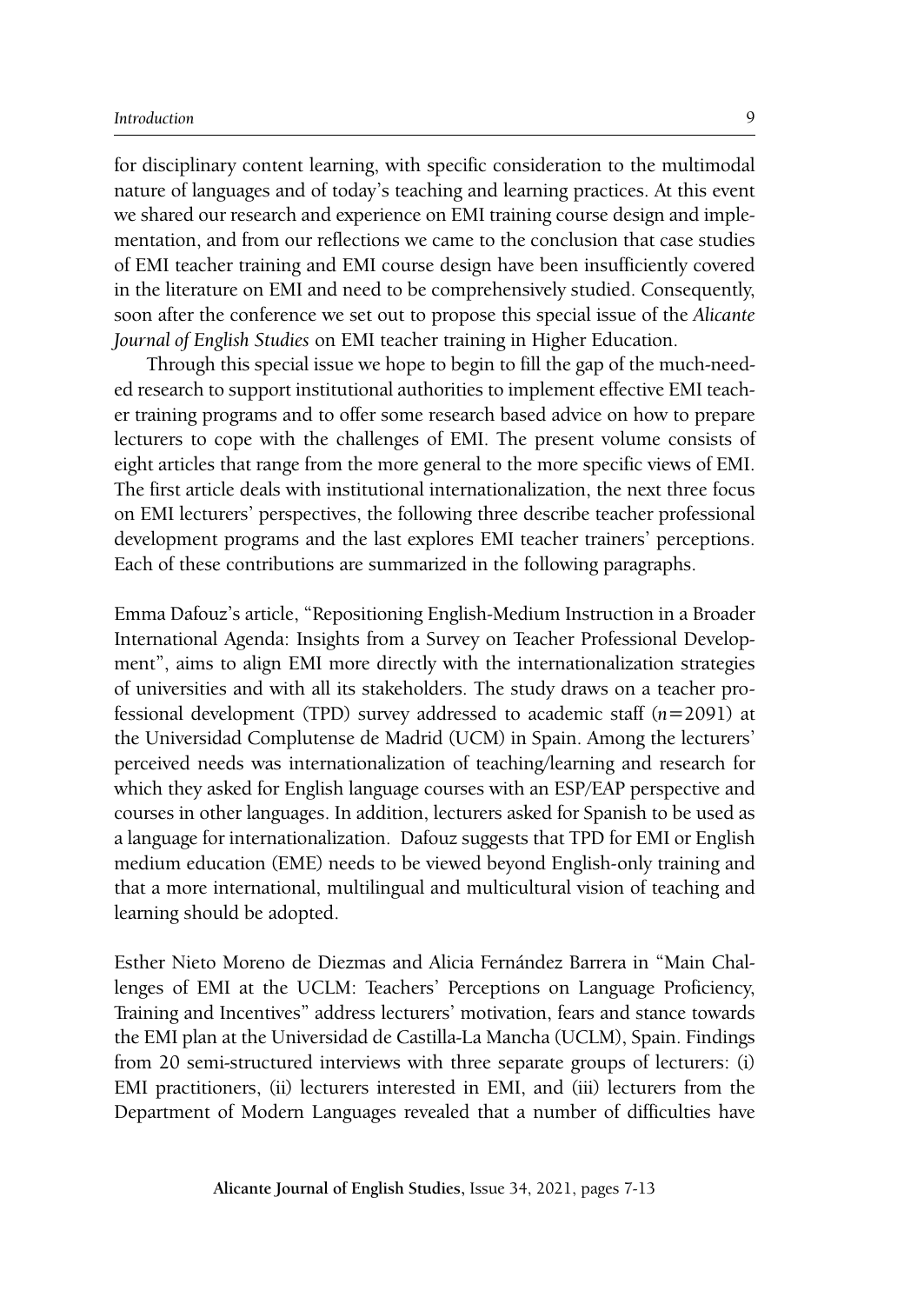for disciplinary content learning, with specific consideration to the multimodal nature of languages and of today's teaching and learning practices. At this event we shared our research and experience on EMI training course design and implementation, and from our reflections we came to the conclusion that case studies of EMI teacher training and EMI course design have been insufficiently covered in the literature on EMI and need to be comprehensively studied. Consequently, soon after the conference we set out to propose this special issue of the *Alicante Journal of English Studies* on EMI teacher training in Higher Education.

Through this special issue we hope to begin to fill the gap of the much-needed research to support institutional authorities to implement effective EMI teacher training programs and to offer some research based advice on how to prepare lecturers to cope with the challenges of EMI. The present volume consists of eight articles that range from the more general to the more specific views of EMI. The first article deals with institutional internationalization, the next three focus on EMI lecturers' perspectives, the following three describe teacher professional development programs and the last explores EMI teacher trainers' perceptions. Each of these contributions are summarized in the following paragraphs.

Emma Dafouz's article, "Repositioning English-Medium Instruction in a Broader International Agenda: Insights from a Survey on Teacher Professional Development", aims to align EMI more directly with the internationalization strategies of universities and with all its stakeholders. The study draws on a teacher professional development (TPD) survey addressed to academic staff ($n=2091$) at the Universidad Complutense de Madrid (UCM) in Spain. Among the lecturers' perceived needs was internationalization of teaching/learning and research for which they asked for English language courses with an ESP/EAP perspective and courses in other languages. In addition, lecturers asked for Spanish to be used as a language for internationalization. Dafouz suggests that TPD for EMI or English medium education (EME) needs to be viewed beyond English-only training and that a more international, multilingual and multicultural vision of teaching and learning should be adopted.

Esther Nieto Moreno de Diezmas and Alicia Fernández Barrera in "Main Challenges of EMI at the UCLM: Teachers' Perceptions on Language Proficiency, Training and Incentives" address lecturers' motivation, fears and stance towards the EMI plan at the Universidad de Castilla-La Mancha (UCLM), Spain. Findings from 20 semi-structured interviews with three separate groups of lecturers: (i) EMI practitioners, (ii) lecturers interested in EMI, and (iii) lecturers from the Department of Modern Languages revealed that a number of difficulties have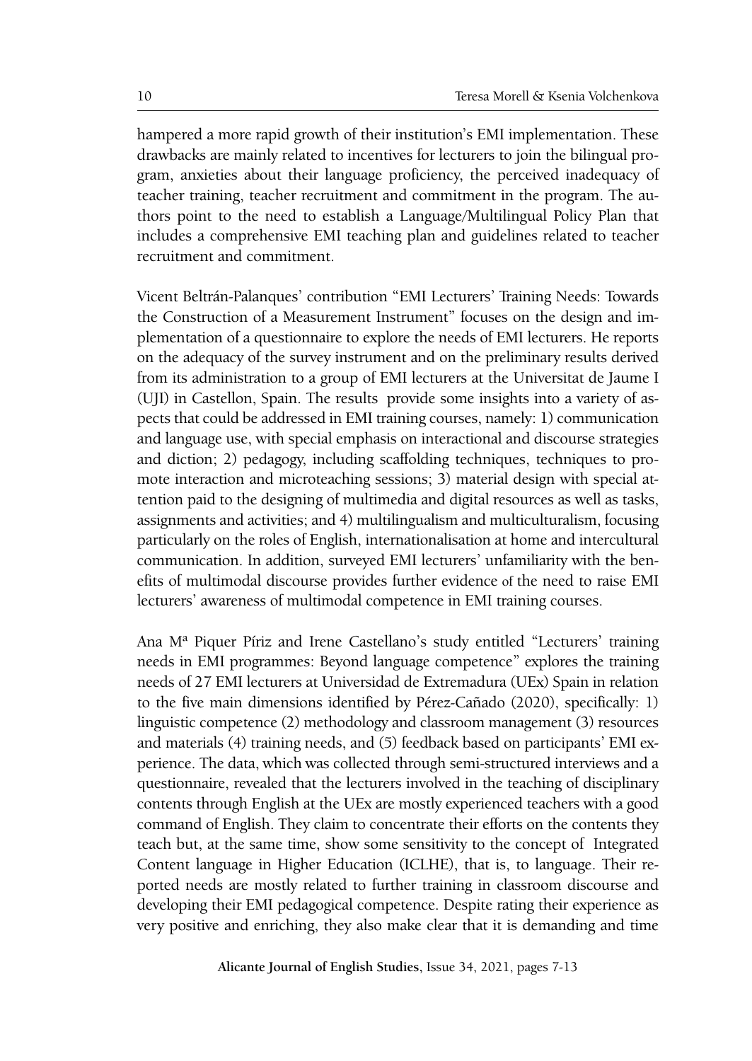hampered a more rapid growth of their institution's EMI implementation. These drawbacks are mainly related to incentives for lecturers to join the bilingual program, anxieties about their language proficiency, the perceived inadequacy of teacher training, teacher recruitment and commitment in the program. The authors point to the need to establish a Language/Multilingual Policy Plan that includes a comprehensive EMI teaching plan and guidelines related to teacher recruitment and commitment.

Vicent Beltrán-Palanques' contribution "EMI Lecturers' Training Needs: Towards the Construction of a Measurement Instrument" focuses on the design and implementation of a questionnaire to explore the needs of EMI lecturers. He reports on the adequacy of the survey instrument and on the preliminary results derived from its administration to a group of EMI lecturers at the Universitat de Jaume I (UJI) in Castellon, Spain. The results provide some insights into a variety of aspects that could be addressed in EMI training courses, namely: 1) communication and language use, with special emphasis on interactional and discourse strategies and diction; 2) pedagogy, including scaffolding techniques, techniques to promote interaction and microteaching sessions; 3) material design with special attention paid to the designing of multimedia and digital resources as well as tasks, assignments and activities; and 4) multilingualism and multiculturalism, focusing particularly on the roles of English, internationalisation at home and intercultural communication. In addition, surveyed EMI lecturers' unfamiliarity with the benefits of multimodal discourse provides further evidence of the need to raise EMI lecturers' awareness of multimodal competence in EMI training courses.

Ana Mª Piquer Píriz and Irene Castellano's study entitled "Lecturers' training needs in EMI programmes: Beyond language competence" explores the training needs of 27 EMI lecturers at Universidad de Extremadura (UEx) Spain in relation to the five main dimensions identified by Pérez-Cañado (2020), specifically: 1) linguistic competence (2) methodology and classroom management (3) resources and materials (4) training needs, and (5) feedback based on participants' EMI experience. The data, which was collected through semi-structured interviews and a questionnaire, revealed that the lecturers involved in the teaching of disciplinary contents through English at the UEx are mostly experienced teachers with a good command of English. They claim to concentrate their efforts on the contents they teach but, at the same time, show some sensitivity to the concept of Integrated Content language in Higher Education (ICLHE), that is, to language. Their reported needs are mostly related to further training in classroom discourse and developing their EMI pedagogical competence. Despite rating their experience as very positive and enriching, they also make clear that it is demanding and time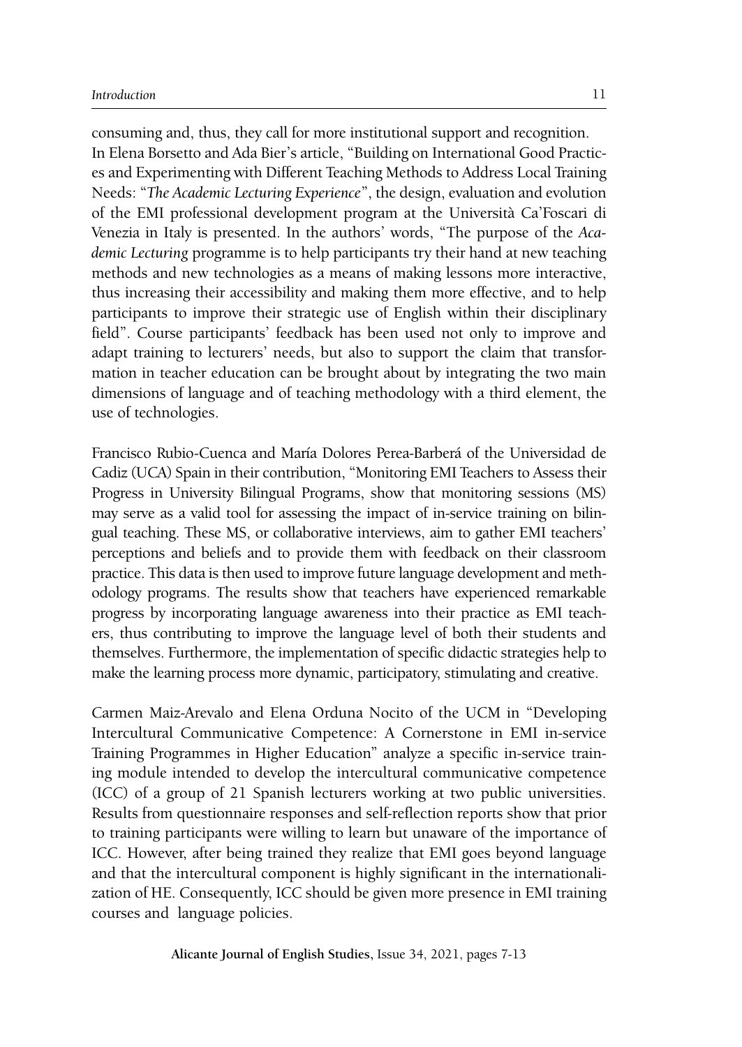consuming and, thus, they call for more institutional support and recognition. In Elena Borsetto and Ada Bier's article, "Building on International Good Practices and Experimenting with Different Teaching Methods to Address Local Training Needs: "*The Academic Lecturing Experience*", the design, evaluation and evolution of the EMI professional development program at the Università Ca'Foscari di Venezia in Italy is presented. In the authors' words, "The purpose of the *Academic Lecturing* programme is to help participants try their hand at new teaching methods and new technologies as a means of making lessons more interactive, thus increasing their accessibility and making them more effective, and to help participants to improve their strategic use of English within their disciplinary field". Course participants' feedback has been used not only to improve and adapt training to lecturers' needs, but also to support the claim that transformation in teacher education can be brought about by integrating the two main dimensions of language and of teaching methodology with a third element, the use of technologies.

Francisco Rubio-Cuenca and María Dolores Perea-Barberá of the Universidad de Cadiz (UCA) Spain in their contribution, "Monitoring EMI Teachers to Assess their Progress in University Bilingual Programs, show that monitoring sessions (MS) may serve as a valid tool for assessing the impact of in-service training on bilingual teaching. These MS, or collaborative interviews, aim to gather EMI teachers' perceptions and beliefs and to provide them with feedback on their classroom practice. This data is then used to improve future language development and methodology programs. The results show that teachers have experienced remarkable progress by incorporating language awareness into their practice as EMI teachers, thus contributing to improve the language level of both their students and themselves. Furthermore, the implementation of specific didactic strategies help to make the learning process more dynamic, participatory, stimulating and creative.

Carmen Maiz-Arevalo and Elena Orduna Nocito of the UCM in "Developing Intercultural Communicative Competence: A Cornerstone in EMI in-service Training Programmes in Higher Education" analyze a specific in-service training module intended to develop the intercultural communicative competence (ICC) of a group of 21 Spanish lecturers working at two public universities. Results from questionnaire responses and self-reflection reports show that prior to training participants were willing to learn but unaware of the importance of ICC. However, after being trained they realize that EMI goes beyond language and that the intercultural component is highly significant in the internationalization of HE. Consequently, ICC should be given more presence in EMI training courses and language policies.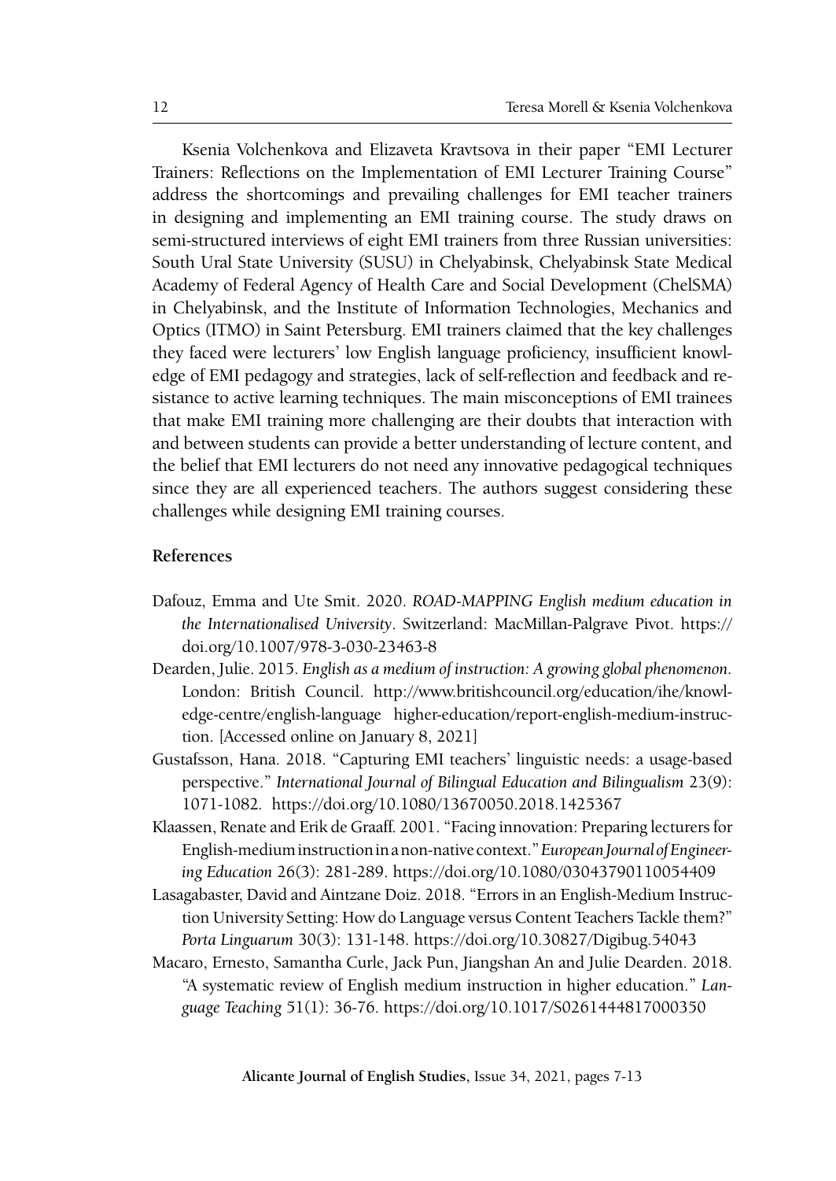Ksenia Volchenkova and Elizaveta Kravtsova in their paper "EMI Lecturer Trainers: Reflections on the Implementation of EMI Lecturer Training Course" address the shortcomings and prevailing challenges for EMI teacher trainers in designing and implementing an EMI training course. The study draws on semi-structured interviews of eight EMI trainers from three Russian universities: South Ural State University (SUSU) in Chelyabinsk, Chelyabinsk State Medical Academy of Federal Agency of Health Care and Social Development (ChelSMA) in Chelyabinsk, and the Institute of Information Technologies, Mechanics and Optics (ITMO) in Saint Petersburg. EMI trainers claimed that the key challenges they faced were lecturers' low English language proficiency, insufficient knowledge of EMI pedagogy and strategies, lack of self-reflection and feedback and resistance to active learning techniques. The main misconceptions of EMI trainees that make EMI training more challenging are their doubts that interaction with and between students can provide a better understanding of lecture content, and the belief that EMI lecturers do not need any innovative pedagogical techniques since they are all experienced teachers. The authors suggest considering these challenges while designing EMI training courses.

## References

Dafouz, Emma and Ute Smit. 2020. *ROAD-MAPPING English medium education in the Internationalised University*. Switzerland: MacMillan-Palgrave Pivot. https://doi.org/10.1007/978-3-030-23463-8

Dearden, Julie. 2015. *English as a medium of instruction: A growing global phenomenon*. London: British Council. http://www.britishcouncil.org/education/ihe/knowledge-centre/english-language higher-education/report-english-medium-instruction. [Accessed online on January 8, 2021]

Gustafsson, Hana. 2018. "Capturing EMI teachers' linguistic needs: a usage-based perspective." *International Journal of Bilingual Education and Bilingualism* 23(9): 1071-1082. https://doi.org/10.1080/13670050.2018.1425367

Klaassen, Renate and Erik de Graaff. 2001. "Facing innovation: Preparing lecturers for English-medium instruction in a non-native context." *European Journal of Engineering Education* 26(3): 281-289. https://doi.org/10.1080/03043790110054409

Lasagabaster, David and Aintzane Doiz. 2018. "Errors in an English-Medium Instruction University Setting: How do Language versus Content Teachers Tackle them?" *Porta Linguarum* 30(3): 131-148. https://doi.org/10.30827/Digibug.54043

Macaro, Ernesto, Samantha Curle, Jack Pun, Jiangshan An and Julie Dearden. 2018. "A systematic review of English medium instruction in higher education." *Language Teaching* 51(1): 36-76. https://doi.org/10.1017/S0261444817000350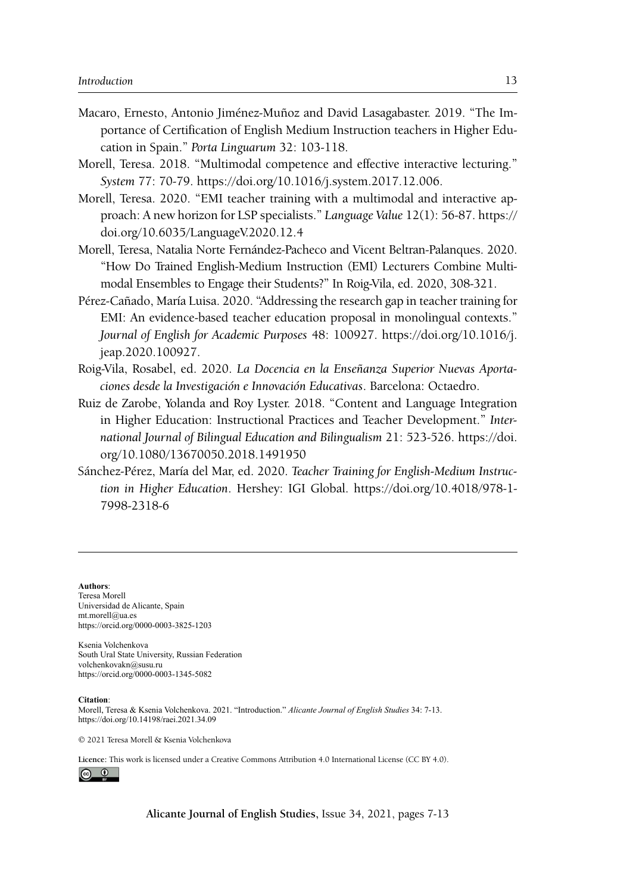Macaro, Ernesto, Antonio Jiménez-Muñoz and David Lasagabaster. 2019. "The Importance of Certification of English Medium Instruction teachers in Higher Education in Spain." *Porta Linguarum* 32: 103-118.

Morell, Teresa. 2018. "Multimodal competence and effective interactive lecturing." *System* 77: 70-79. https://doi.org/10.1016/j.system.2017.12.006.

Morell, Teresa. 2020. "EMI teacher training with a multimodal and interactive approach: A new horizon for LSP specialists." *Language Value* 12(1): 56-87. https://doi.org/10.6035/LanguageV.2020.12.4

Morell, Teresa, Natalia Norte Fernández-Pacheco and Vicent Beltran-Palanques. 2020. "How Do Trained English-Medium Instruction (EMI) Lecturers Combine Multimodal Ensembles to Engage their Students?" In Roig-Vila, ed. 2020, 308-321.

Pérez-Cañado, María Luisa. 2020. "Addressing the research gap in teacher training for EMI: An evidence-based teacher education proposal in monolingual contexts." *Journal of English for Academic Purposes* 48: 100927. https://doi.org/10.1016/j.jeap.2020.100927.

Roig-Vila, Rosabel, ed. 2020. *La Docencia en la Enseñanza Superior Nuevas Aportaciones desde la Investigación e Innovación Educativas*. Barcelona: Octaedro.

Ruiz de Zarobe, Yolanda and Roy Lyster. 2018. "Content and Language Integration in Higher Education: Instructional Practices and Teacher Development." *International Journal of Bilingual Education and Bilingualism* 21: 523-526. https://doi.org/10.1080/13670050.2018.1491950

Sánchez-Pérez, María del Mar, ed. 2020. *Teacher Training for English-Medium Instruction in Higher Education*. Hershey: IGI Global. https://doi.org/10.4018/978-1-7998-2318-6

---

**Authors**:
Teresa Morell
Universidad de Alicante, Spain
mt.morell@ua.es
https://orcid.org/0000-0003-3825-1203

Ksenia Volchenkova
South Ural State University, Russian Federation
volchenkovakn@susu.ru
https://orcid.org/0000-0003-1345-5082

**Citation**:
Morell, Teresa & Ksenia Volchenkova. 2021. "Introduction." *Alicante Journal of English Studies* 34: 7-13.
https://doi.org/10.14198/raei.2021.34.09

© 2021 Teresa Morell & Ksenia Volchenkova

**Licence**: This work is licensed under a Creative Commons Attribution 4.0 International License (CC BY 4.0).